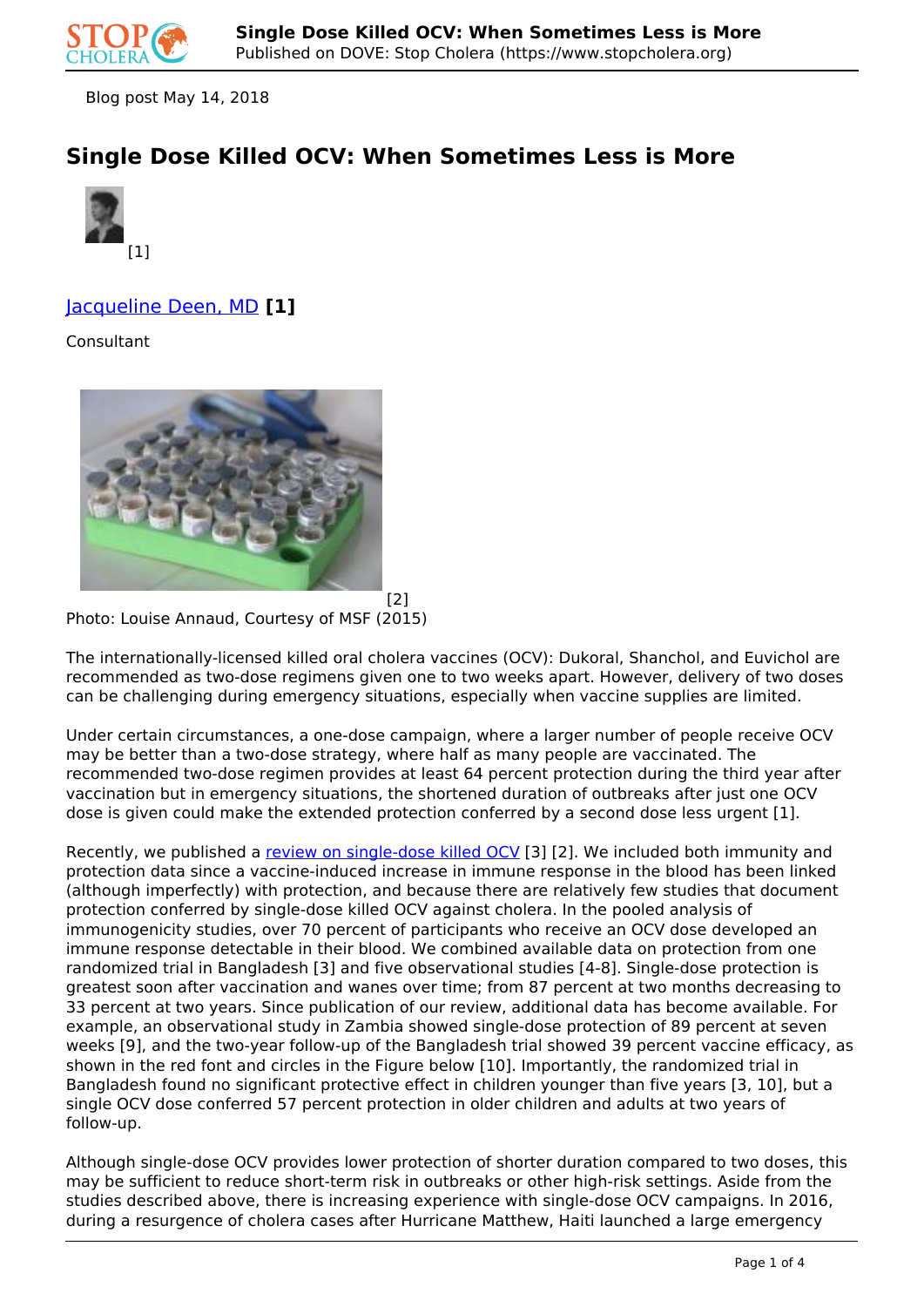Blog post May 14, 2018

# Single Dose Killed OCV: When Sometimes Less is More

[1]

## Jacqueline Deen, MD [1]

Consultant

[2]

Photo: Louise Annaud, Courtesy of MSF (2015)

The internationally-licensed killed oral cholera vaccines (OCV): Dukoral, Shanchol, and Euvichol are recommended as two-dose regimens given one to two weeks apart. However, delivery of two doses can be challenging during emergency situations, especially when vaccine supplies are limited.

Under certain circumstances, a one-dose campaign, where a larger number of people receive OCV may be better than a two-dose strategy, where half as many people are vaccinated. The recommended two-dose regimen provides at least 64 percent protection during the third year after vaccination but in emergency situations, the shortened duration of outbreaks after just one OCV dose is given could make the extended protection conferred by a second dose less urgent [1].

Recently, we published a review on single-dose killed OCV [3] [2]. We included both immunity and protection data since a vaccine-induced increase in immune response in the blood has been linked (although imperfectly) with protection, and because there are relatively few studies that document protection conferred by single-dose killed OCV against cholera. In the pooled analysis of immunogenicity studies, over 70 percent of participants who receive an OCV dose developed an immune response detectable in their blood. We combined available data on protection from one randomized trial in Bangladesh [3] and five observational studies [4-8]. Single-dose protection is greatest soon after vaccination and wanes over time; from 87 percent at two months decreasing to 33 percent at two years. Since publication of our review, additional data has become available. For example, an observational study in Zambia showed single-dose protection of 89 percent at seven weeks [9], and the two-year follow-up of the Bangladesh trial showed 39 percent vaccine efficacy, as shown in the red font and circles in the Figure below [10]. Importantly, the randomized trial in Bangladesh found no significant protective effect in children younger than five years [3, 10], but a single OCV dose conferred 57 percent protection in older children and adults at two years of follow-up.

Although single-dose OCV provides lower protection of shorter duration compared to two doses, this may be sufficient to reduce short-term risk in outbreaks or other high-risk settings. Aside from the studies described above, there is increasing experience with single-dose OCV campaigns. In 2016, during a resurgence of cholera cases after Hurricane Matthew, Haiti launched a large emergency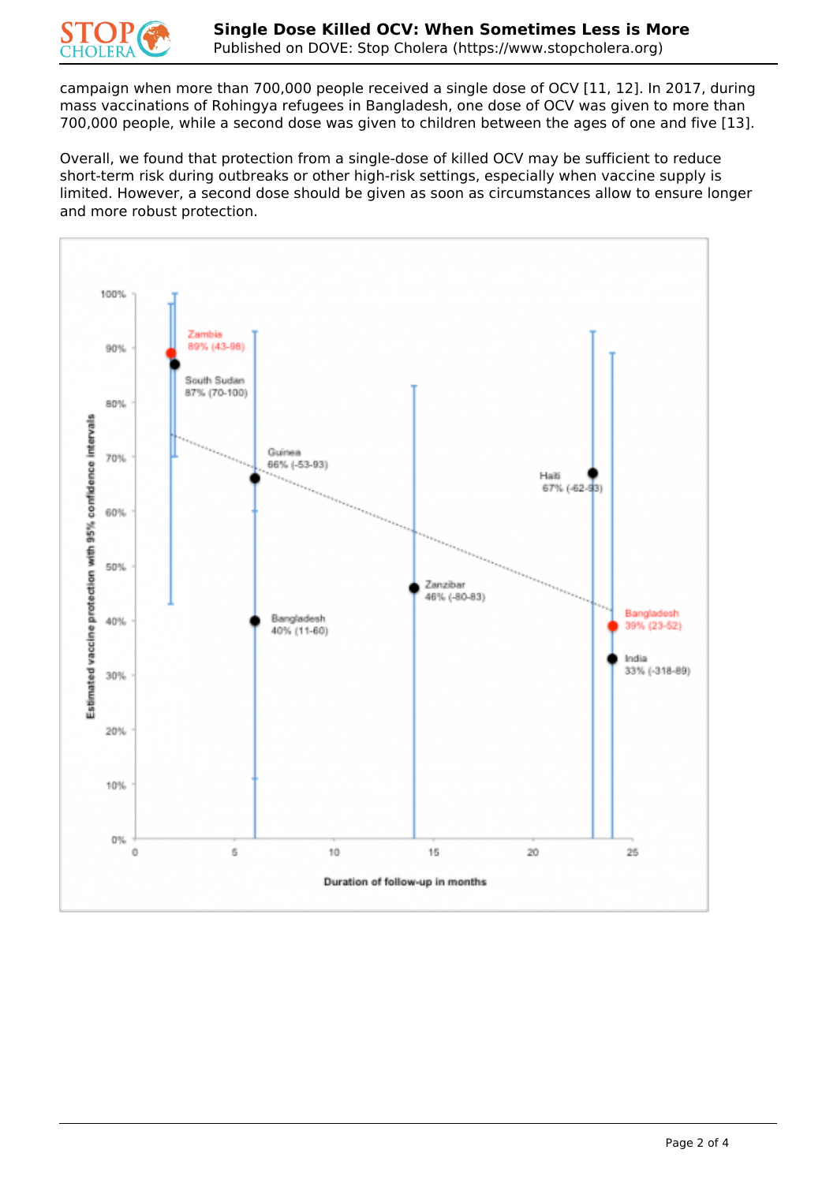campaign when more than 700,000 people received a single dose of OCV [11, 12]. In 2017, during mass vaccinations of Rohingya refugees in Bangladesh, one dose of OCV was given to more than 700,000 people, while a second dose was given to children between the ages of one and five [13].

Overall, we found that protection from a single-dose of killed OCV may be sufficient to reduce short-term risk during outbreaks or other high-risk settings, especially when vaccine supply is limited. However, a second dose should be given as soon as circumstances allow to ensure longer and more robust protection.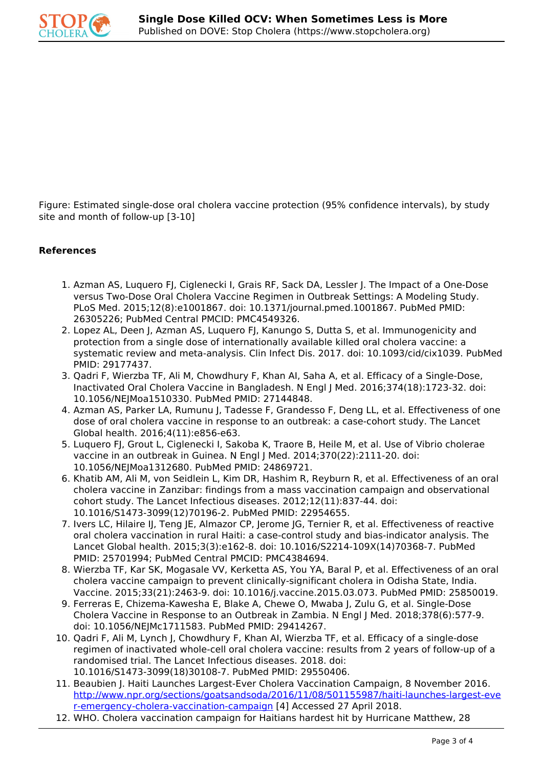Figure: Estimated single-dose oral cholera vaccine protection (95% confidence intervals), by study site and month of follow-up [3-10]

**References**

1. Azman AS, Luquero FJ, Ciglenecki I, Grais RF, Sack DA, Lessler J. The Impact of a One-Dose versus Two-Dose Oral Cholera Vaccine Regimen in Outbreak Settings: A Modeling Study. PLoS Med. 2015;12(8):e1001867. doi: 10.1371/journal.pmed.1001867. PubMed PMID: 26305226; PubMed Central PMCID: PMC4549326.
2. Lopez AL, Deen J, Azman AS, Luquero FJ, Kanungo S, Dutta S, et al. Immunogenicity and protection from a single dose of internationally available killed oral cholera vaccine: a systematic review and meta-analysis. Clin Infect Dis. 2017. doi: 10.1093/cid/cix1039. PubMed PMID: 29177437.
3. Qadri F, Wierzba TF, Ali M, Chowdhury F, Khan AI, Saha A, et al. Efficacy of a Single-Dose, Inactivated Oral Cholera Vaccine in Bangladesh. N Engl J Med. 2016;374(18):1723-32. doi: 10.1056/NEJMoa1510330. PubMed PMID: 27144848.
4. Azman AS, Parker LA, Rumunu J, Tadesse F, Grandesso F, Deng LL, et al. Effectiveness of one dose of oral cholera vaccine in response to an outbreak: a case-cohort study. The Lancet Global health. 2016;4(11):e856-e63.
5. Luquero FJ, Grout L, Ciglenecki I, Sakoba K, Traore B, Heile M, et al. Use of Vibrio cholerae vaccine in an outbreak in Guinea. N Engl J Med. 2014;370(22):2111-20. doi: 10.1056/NEJMoa1312680. PubMed PMID: 24869721.
6. Khatib AM, Ali M, von Seidlein L, Kim DR, Hashim R, Reyburn R, et al. Effectiveness of an oral cholera vaccine in Zanzibar: findings from a mass vaccination campaign and observational cohort study. The Lancet Infectious diseases. 2012;12(11):837-44. doi: 10.1016/S1473-3099(12)70196-2. PubMed PMID: 22954655.
7. Ivers LC, Hilaire IJ, Teng JE, Almazor CP, Jerome JG, Ternier R, et al. Effectiveness of reactive oral cholera vaccination in rural Haiti: a case-control study and bias-indicator analysis. The Lancet Global health. 2015;3(3):e162-8. doi: 10.1016/S2214-109X(14)70368-7. PubMed PMID: 25701994; PubMed Central PMCID: PMC4384694.
8. Wierzba TF, Kar SK, Mogasale VV, Kerketta AS, You YA, Baral P, et al. Effectiveness of an oral cholera vaccine campaign to prevent clinically-significant cholera in Odisha State, India. Vaccine. 2015;33(21):2463-9. doi: 10.1016/j.vaccine.2015.03.073. PubMed PMID: 25850019.
9. Ferreras E, Chizema-Kawesha E, Blake A, Chewe O, Mwaba J, Zulu G, et al. Single-Dose Cholera Vaccine in Response to an Outbreak in Zambia. N Engl J Med. 2018;378(6):577-9. doi: 10.1056/NEJMc1711583. PubMed PMID: 29414267.
10. Qadri F, Ali M, Lynch J, Chowdhury F, Khan AI, Wierzba TF, et al. Efficacy of a single-dose regimen of inactivated whole-cell oral cholera vaccine: results from 2 years of follow-up of a randomised trial. The Lancet Infectious diseases. 2018. doi: 10.1016/S1473-3099(18)30108-7. PubMed PMID: 29550406.
11. Beaubien J. Haiti Launches Largest-Ever Cholera Vaccination Campaign, 8 November 2016. [http://www.npr.org/sections/goatsandsoda/2016/11/08/501155987/haiti-launches-largest-ever-emergency-cholera-vaccination-campaign](http://www.npr.org/sections/goatsandsoda/2016/11/08/501155987/haiti-launches-largest-ever-emergency-cholera-vaccination-campaign) [4] Accessed 27 April 2018.
12. WHO. Cholera vaccination campaign for Haitians hardest hit by Hurricane Matthew, 28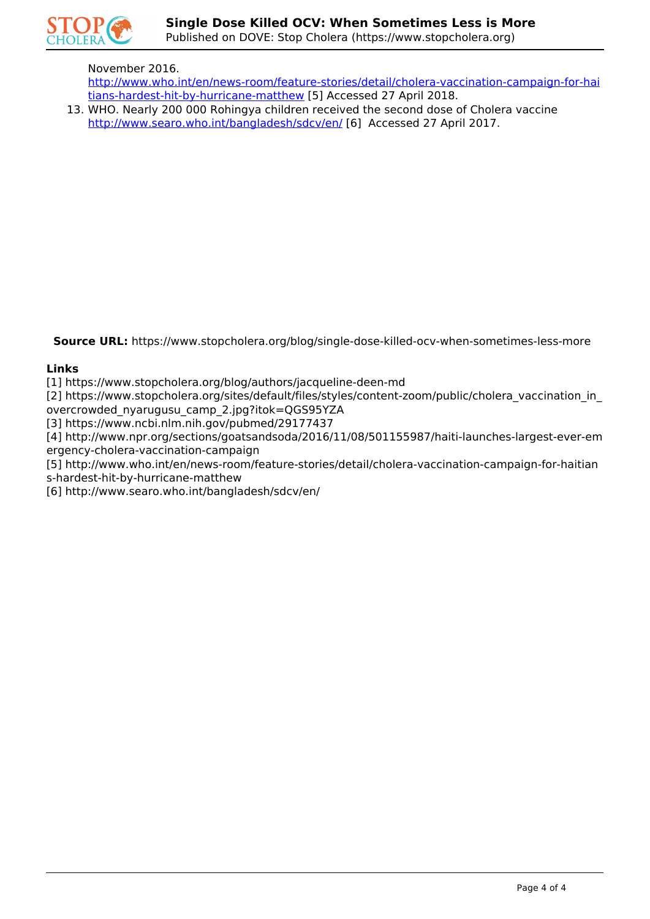November 2016. http://www.who.int/en/news-room/feature-stories/detail/cholera-vaccination-campaign-for-haitians-hardest-hit-by-hurricane-matthew [5] Accessed 27 April 2018.

13. WHO. Nearly 200 000 Rohingya children received the second dose of Cholera vaccine http://www.searo.who.int/bangladesh/sdcv/en/ [6] Accessed 27 April 2017.

**Source URL:** https://www.stopcholera.org/blog/single-dose-killed-ocv-when-sometimes-less-more

**Links**

[1] https://www.stopcholera.org/blog/authors/jacqueline-deen-md
[2] https://www.stopcholera.org/sites/default/files/styles/content-zoom/public/cholera_vaccination_in_overcrowded_nyarugusu_camp_2.jpg?itok=QGS95YZA
[3] https://www.ncbi.nlm.nih.gov/pubmed/29177437
[4] http://www.npr.org/sections/goatsandsoda/2016/11/08/501155987/haiti-launches-largest-ever-emergency-cholera-vaccination-campaign
[5] http://www.who.int/en/news-room/feature-stories/detail/cholera-vaccination-campaign-for-haitians-hardest-hit-by-hurricane-matthew
[6] http://www.searo.who.int/bangladesh/sdcv/en/